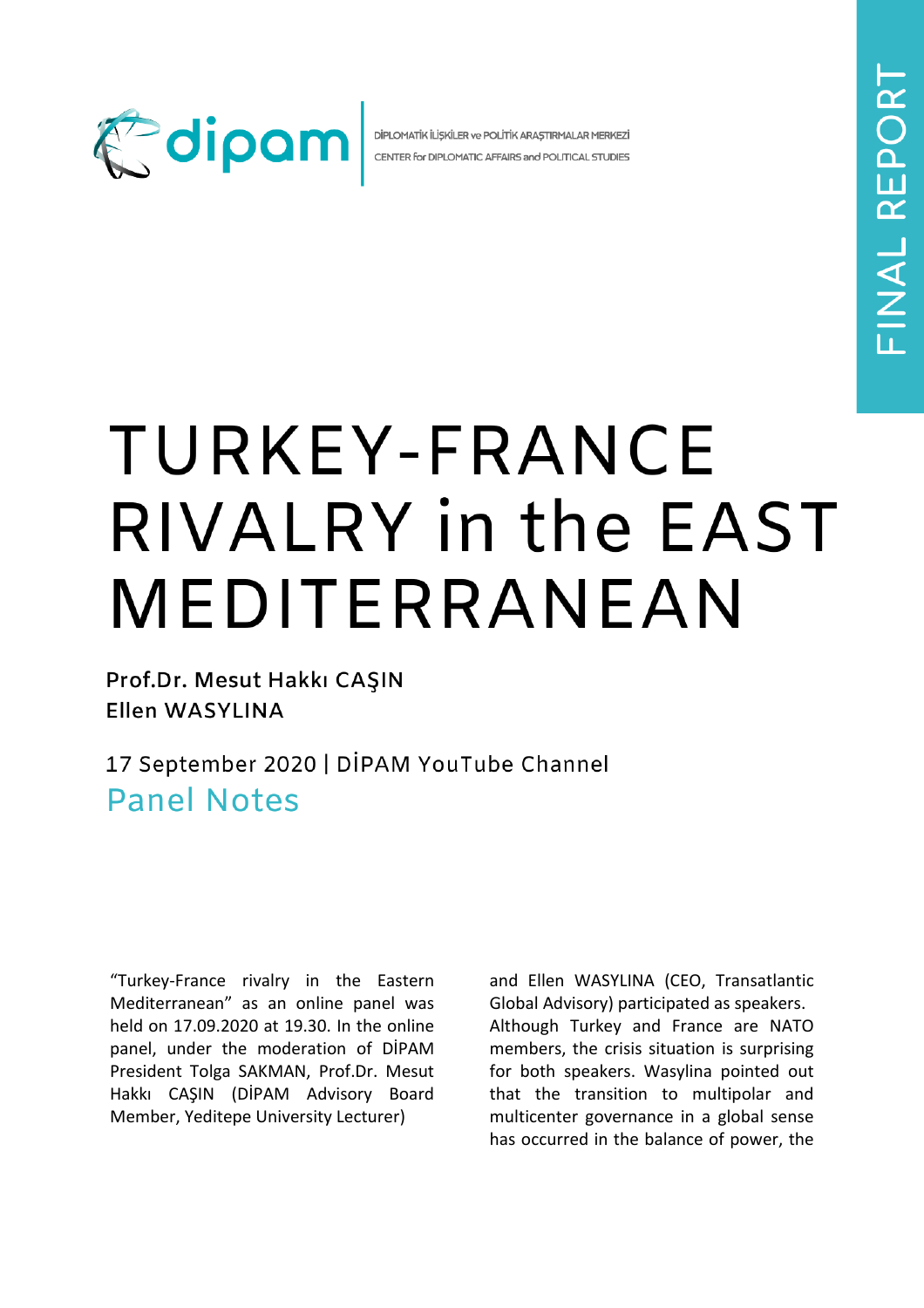DİPLOMATİK İLİŞKİLER ve POLİTİK ARAŞTIRMALAR MERKEZİ
CENTER for DIPLOMATIC AFFAIRS and POLITICAL STUDIES

FINAL REPORT

# TURKEY-FRANCE RIVALRY in the EAST MEDITERRANEAN

**Prof.Dr. Mesut Hakkı CAŞIN**
**Ellen WASYLINA**

17 September 2020 | DİPAM YouTube Channel

## Panel Notes

"Turkey-France rivalry in the Eastern Mediterranean" as an online panel was held on 17.09.2020 at 19.30. In the online panel, under the moderation of DİPAM President Tolga SAKMAN, Prof.Dr. Mesut Hakkı CAŞIN (DİPAM Advisory Board Member, Yeditepe University Lecturer) and Ellen WASYLINA (CEO, Transatlantic Global Advisory) participated as speakers. Although Turkey and France are NATO members, the crisis situation is surprising for both speakers. Wasylina pointed out that the transition to multipolar and multicenter governance in a global sense has occurred in the balance of power, the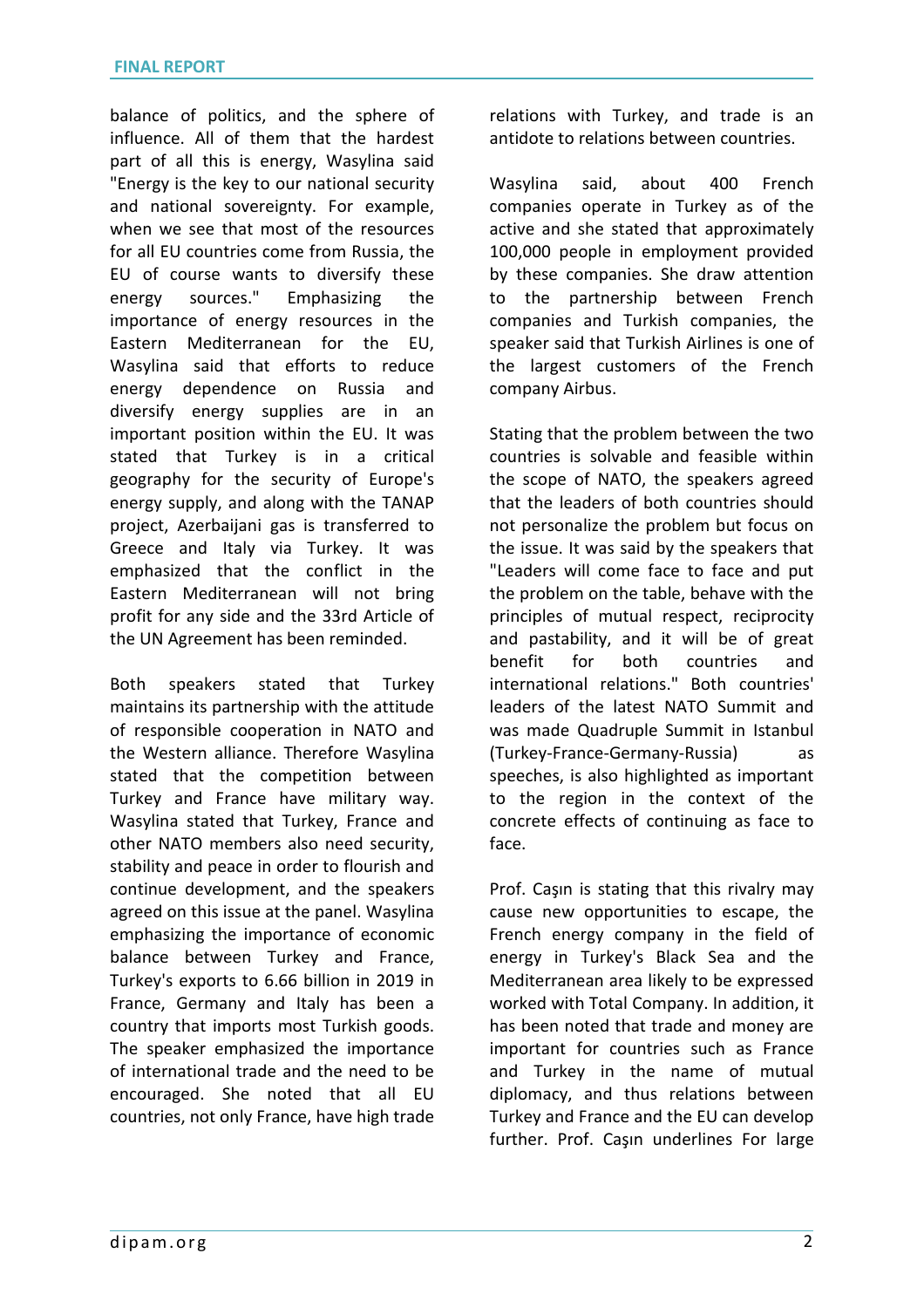balance of politics, and the sphere of influence. All of them that the hardest part of all this is energy, Wasylina said "Energy is the key to our national security and national sovereignty. For example, when we see that most of the resources for all EU countries come from Russia, the EU of course wants to diversify these energy sources." Emphasizing the importance of energy resources in the Eastern Mediterranean for the EU, Wasylina said that efforts to reduce energy dependence on Russia and diversify energy supplies are in an important position within the EU. It was stated that Turkey is in a critical geography for the security of Europe's energy supply, and along with the TANAP project, Azerbaijani gas is transferred to Greece and Italy via Turkey. It was emphasized that the conflict in the Eastern Mediterranean will not bring profit for any side and the 33rd Article of the UN Agreement has been reminded.

Both speakers stated that Turkey maintains its partnership with the attitude of responsible cooperation in NATO and the Western alliance. Therefore Wasylina stated that the competition between Turkey and France have military way. Wasylina stated that Turkey, France and other NATO members also need security, stability and peace in order to flourish and continue development, and the speakers agreed on this issue at the panel. Wasylina emphasizing the importance of economic balance between Turkey and France, Turkey's exports to 6.66 billion in 2019 in France, Germany and Italy has been a country that imports most Turkish goods. The speaker emphasized the importance of international trade and the need to be encouraged. She noted that all EU countries, not only France, have high trade relations with Turkey, and trade is an antidote to relations between countries.

Wasylina said, about 400 French companies operate in Turkey as of the active and she stated that approximately 100,000 people in employment provided by these companies. She draw attention to the partnership between French companies and Turkish companies, the speaker said that Turkish Airlines is one of the largest customers of the French company Airbus.

Stating that the problem between the two countries is solvable and feasible within the scope of NATO, the speakers agreed that the leaders of both countries should not personalize the problem but focus on the issue. It was said by the speakers that "Leaders will come face to face and put the problem on the table, behave with the principles of mutual respect, reciprocity and pastability, and it will be of great benefit for both countries and international relations." Both countries' leaders of the latest NATO Summit and was made Quadruple Summit in Istanbul (Turkey-France-Germany-Russia) as speeches, is also highlighted as important to the region in the context of the concrete effects of continuing as face to face.

Prof. Caşın is stating that this rivalry may cause new opportunities to escape, the French energy company in the field of energy in Turkey's Black Sea and the Mediterranean area likely to be expressed worked with Total Company. In addition, it has been noted that trade and money are important for countries such as France and Turkey in the name of mutual diplomacy, and thus relations between Turkey and France and the EU can develop further. Prof. Caşın underlines For large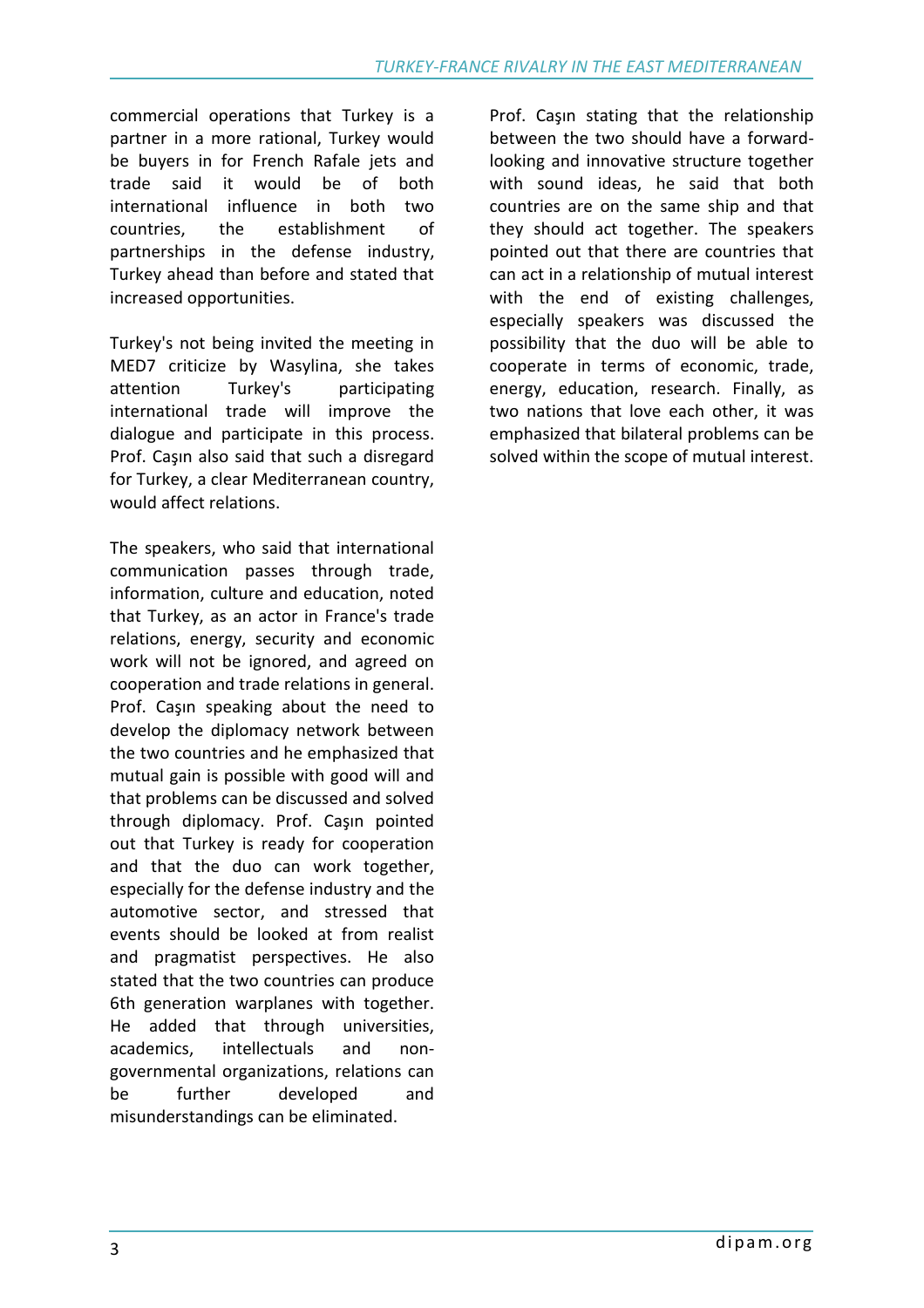commercial operations that Turkey is a partner in a more rational, Turkey would be buyers in for French Rafale jets and trade said it would be of both international influence in both two countries, the establishment of partnerships in the defense industry, Turkey ahead than before and stated that increased opportunities.

Turkey's not being invited the meeting in MED7 criticize by Wasylina, she takes attention Turkey's participating international trade will improve the dialogue and participate in this process. Prof. Caşın also said that such a disregard for Turkey, a clear Mediterranean country, would affect relations.

The speakers, who said that international communication passes through trade, information, culture and education, noted that Turkey, as an actor in France's trade relations, energy, security and economic work will not be ignored, and agreed on cooperation and trade relations in general. Prof. Caşın speaking about the need to develop the diplomacy network between the two countries and he emphasized that mutual gain is possible with good will and that problems can be discussed and solved through diplomacy. Prof. Caşın pointed out that Turkey is ready for cooperation and that the duo can work together, especially for the defense industry and the automotive sector, and stressed that events should be looked at from realist and pragmatist perspectives. He also stated that the two countries can produce 6th generation warplanes with together. He added that through universities, academics, intellectuals and non-governmental organizations, relations can be further developed and misunderstandings can be eliminated.

Prof. Caşın stating that the relationship between the two should have a forward-looking and innovative structure together with sound ideas, he said that both countries are on the same ship and that they should act together. The speakers pointed out that there are countries that can act in a relationship of mutual interest with the end of existing challenges, especially speakers was discussed the possibility that the duo will be able to cooperate in terms of economic, trade, energy, education, research. Finally, as two nations that love each other, it was emphasized that bilateral problems can be solved within the scope of mutual interest.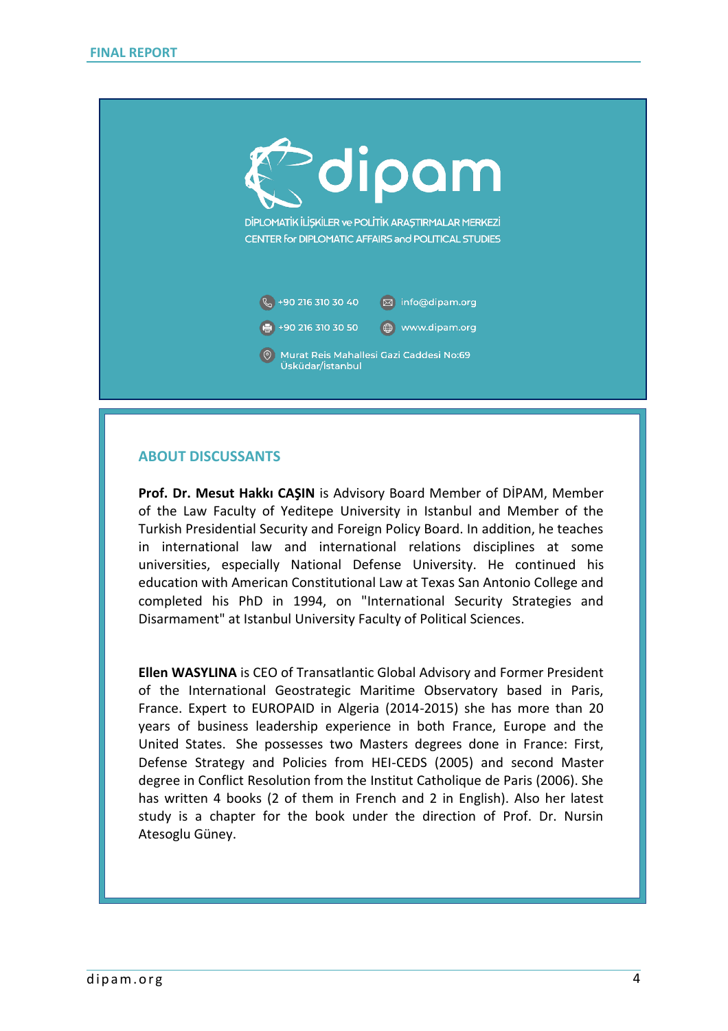dipam

DİPLOMATİK İLİŞKİLER ve POLİTİK ARAŞTIRMALAR MERKEZİ
CENTER for DIPLOMATIC AFFAIRS and POLITICAL STUDIES

+90 216 310 30 40
info@dipam.org
+90 216 310 30 50
www.dipam.org
Murat Reis Mahallesi Gazi Caddesi No:69
Üsküdar/İstanbul

## ABOUT DISCUSSANTS

**Prof. Dr. Mesut Hakkı CAŞIN** is Advisory Board Member of DİPAM, Member of the Law Faculty of Yeditepe University in Istanbul and Member of the Turkish Presidential Security and Foreign Policy Board. In addition, he teaches in international law and international relations disciplines at some universities, especially National Defense University. He continued his education with American Constitutional Law at Texas San Antonio College and completed his PhD in 1994, on "International Security Strategies and Disarmament" at Istanbul University Faculty of Political Sciences.

**Ellen WASYLINA** is CEO of Transatlantic Global Advisory and Former President of the International Geostrategic Maritime Observatory based in Paris, France. Expert to EUROPAID in Algeria (2014-2015) she has more than 20 years of business leadership experience in both France, Europe and the United States. She possesses two Masters degrees done in France: First, Defense Strategy and Policies from HEI-CEDS (2005) and second Master degree in Conflict Resolution from the Institut Catholique de Paris (2006). She has written 4 books (2 of them in French and 2 in English). Also her latest study is a chapter for the book under the direction of Prof. Dr. Nursin Atesoglu Güney.